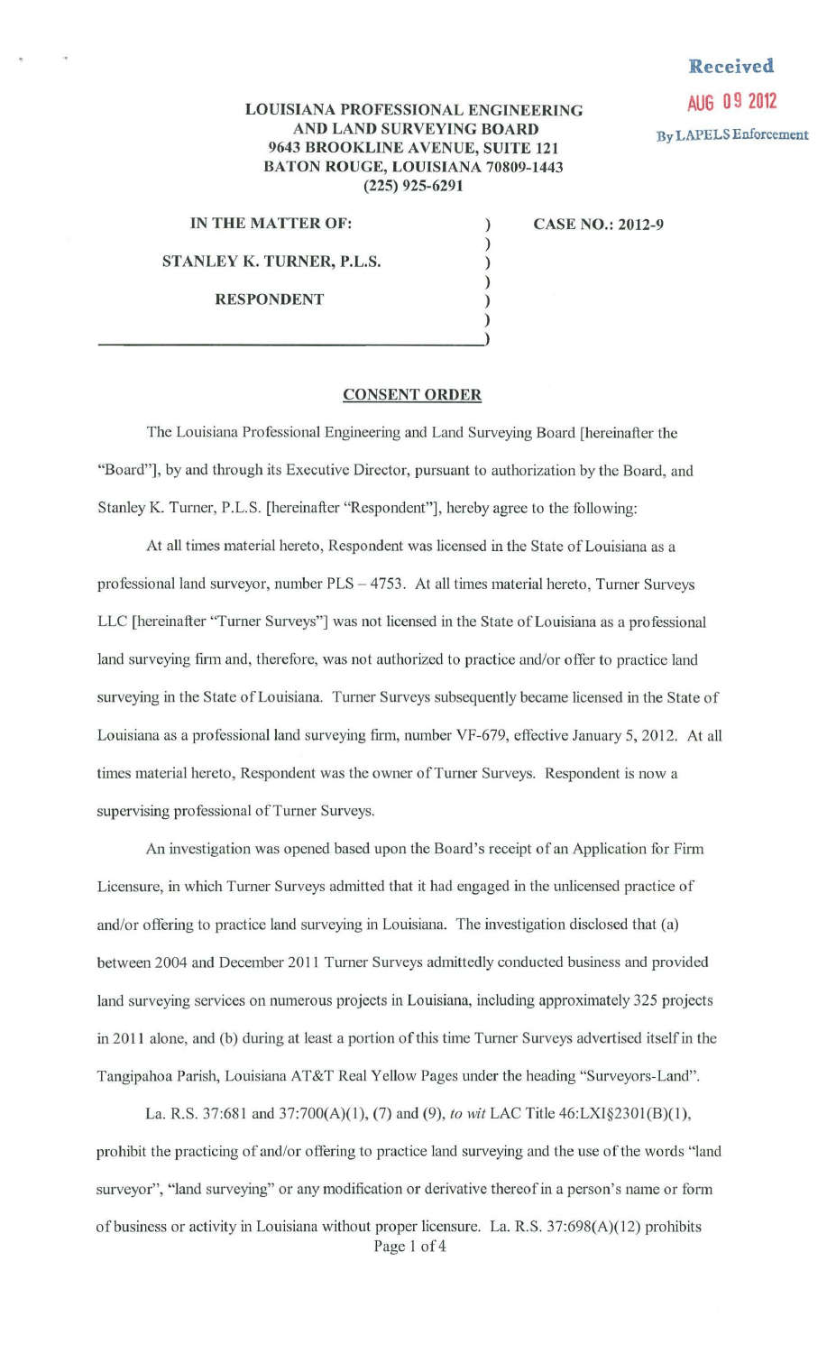Received
AUG 09 2012
By LAPELS Enforcement

**LOUISIANA PROFESSIONAL ENGINEERING AND LAND SURVEYING BOARD**
**9643 BROOKLINE AVENUE, SUITE 121**
**BATON ROUGE, LOUISIANA 70809-1443**
**(225) 925-6291**

| | | |
|---|---|---|
| **IN THE MATTER OF:** | ) | **CASE NO.: 2012-9** |
| | ) | |
| **STANLEY K. TURNER, P.L.S.** | ) | |
| | ) | |
| **RESPONDENT** | ) | |

## CONSENT ORDER

The Louisiana Professional Engineering and Land Surveying Board [hereinafter the "Board"], by and through its Executive Director, pursuant to authorization by the Board, and Stanley K. Turner, P.L.S. [hereinafter "Respondent"], hereby agree to the following:

At all times material hereto, Respondent was licensed in the State of Louisiana as a professional land surveyor, number PLS – 4753. At all times material hereto, Turner Surveys LLC [hereinafter "Turner Surveys"] was not licensed in the State of Louisiana as a professional land surveying firm and, therefore, was not authorized to practice and/or offer to practice land surveying in the State of Louisiana. Turner Surveys subsequently became licensed in the State of Louisiana as a professional land surveying firm, number VF-679, effective January 5, 2012. At all times material hereto, Respondent was the owner of Turner Surveys. Respondent is now a supervising professional of Turner Surveys.

An investigation was opened based upon the Board's receipt of an Application for Firm Licensure, in which Turner Surveys admitted that it had engaged in the unlicensed practice of and/or offering to practice land surveying in Louisiana. The investigation disclosed that (a) between 2004 and December 2011 Turner Surveys admittedly conducted business and provided land surveying services on numerous projects in Louisiana, including approximately 325 projects in 2011 alone, and (b) during at least a portion of this time Turner Surveys advertised itself in the Tangipahoa Parish, Louisiana AT&T Real Yellow Pages under the heading "Surveyors-Land".

La. R.S. 37:681 and 37:700(A)(1), (7) and (9), *to wit* LAC Title 46:LXI§2301(B)(1), prohibit the practicing of and/or offering to practice land surveying and the use of the words "land surveyor", "land surveying" or any modification or derivative thereof in a person's name or form of business or activity in Louisiana without proper licensure. La. R.S. 37:698(A)(12) prohibits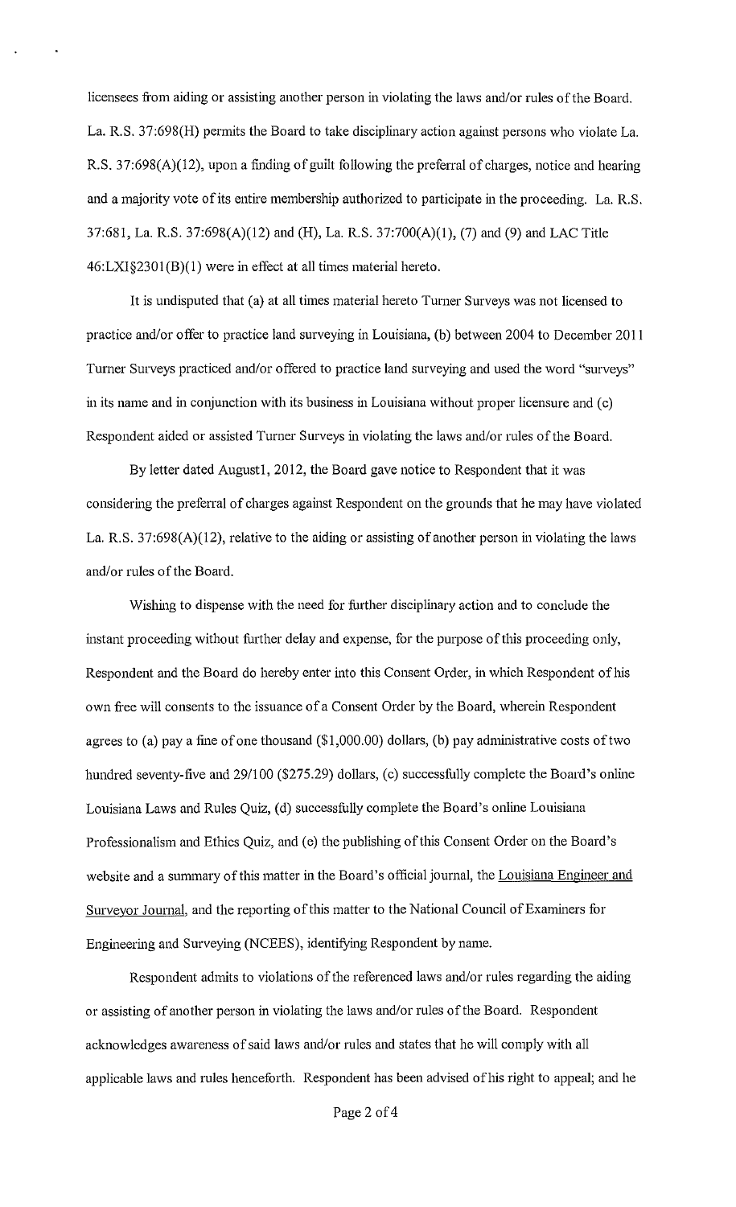licensees from aiding or assisting another person in violating the laws and/or rules of the Board. La. R.S. 37:698(H) permits the Board to take disciplinary action against persons who violate La. R.S. 37:698(A)(12), upon a finding of guilt following the preferral of charges, notice and hearing and a majority vote of its entire membership authorized to participate in the proceeding. La. R.S. 37:681, La. R.S. 37:698(A)(12) and (H), La. R.S. 37:700(A)(1), (7) and (9) and LAC Title 46:LXI§2301(B)(1) were in effect at all times material hereto.

It is undisputed that (a) at all times material hereto Turner Surveys was not licensed to practice and/or offer to practice land surveying in Louisiana, (b) between 2004 to December 2011 Turner Surveys practiced and/or offered to practice land surveying and used the word "surveys" in its name and in conjunction with its business in Louisiana without proper licensure and (c) Respondent aided or assisted Turner Surveys in violating the laws and/or rules of the Board.

By letter dated August1, 2012, the Board gave notice to Respondent that it was considering the preferral of charges against Respondent on the grounds that he may have violated La. R.S. 37:698(A)(12), relative to the aiding or assisting of another person in violating the laws and/or rules of the Board.

Wishing to dispense with the need for further disciplinary action and to conclude the instant proceeding without further delay and expense, for the purpose of this proceeding only, Respondent and the Board do hereby enter into this Consent Order, in which Respondent of his own free will consents to the issuance of a Consent Order by the Board, wherein Respondent agrees to (a) pay a fine of one thousand ($1,000.00) dollars, (b) pay administrative costs of two hundred seventy-five and 29/100 ($275.29) dollars, (c) successfully complete the Board's online Louisiana Laws and Rules Quiz, (d) successfully complete the Board's online Louisiana Professionalism and Ethics Quiz, and (e) the publishing of this Consent Order on the Board's website and a summary of this matter in the Board's official journal, the Louisiana Engineer and Surveyor Journal, and the reporting of this matter to the National Council of Examiners for Engineering and Surveying (NCEES), identifying Respondent by name.

Respondent admits to violations of the referenced laws and/or rules regarding the aiding or assisting of another person in violating the laws and/or rules of the Board. Respondent acknowledges awareness of said laws and/or rules and states that he will comply with all applicable laws and rules henceforth. Respondent has been advised of his right to appeal; and he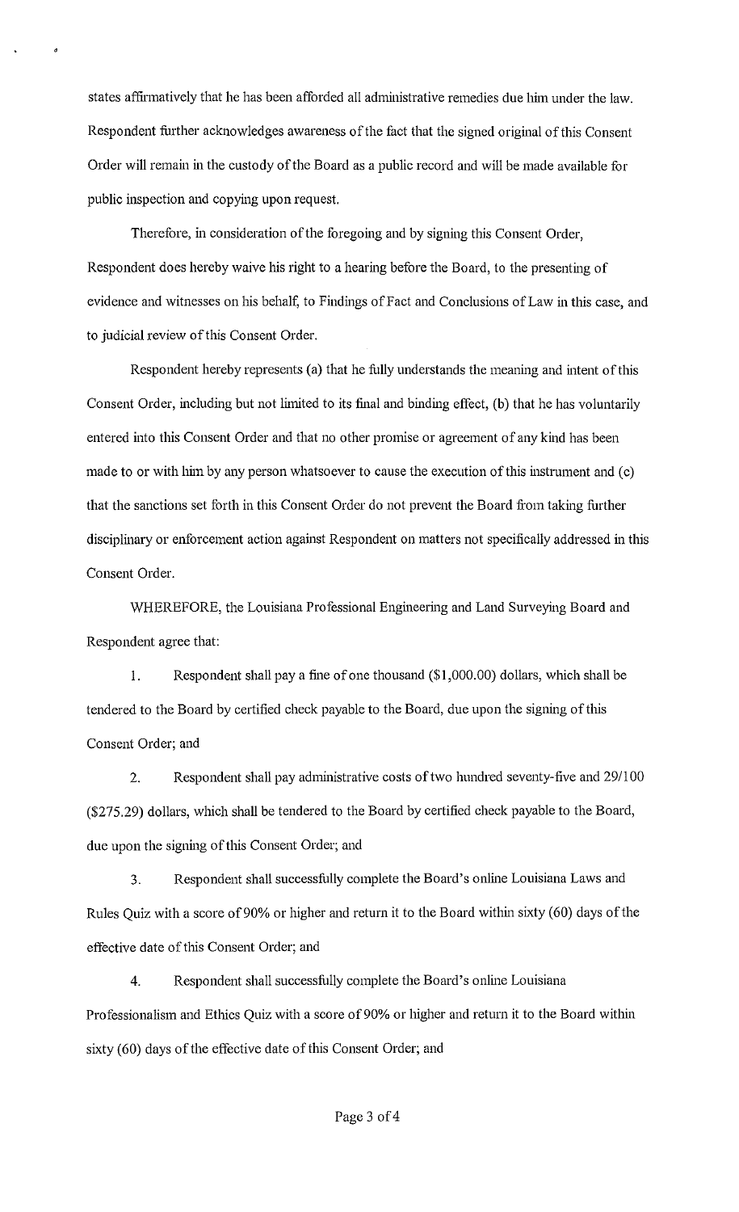states affirmatively that he has been afforded all administrative remedies due him under the law. Respondent further acknowledges awareness of the fact that the signed original of this Consent Order will remain in the custody of the Board as a public record and will be made available for public inspection and copying upon request.

Therefore, in consideration of the foregoing and by signing this Consent Order, Respondent does hereby waive his right to a hearing before the Board, to the presenting of evidence and witnesses on his behalf, to Findings of Fact and Conclusions of Law in this case, and to judicial review of this Consent Order.

Respondent hereby represents (a) that he fully understands the meaning and intent of this Consent Order, including but not limited to its final and binding effect, (b) that he has voluntarily entered into this Consent Order and that no other promise or agreement of any kind has been made to or with him by any person whatsoever to cause the execution of this instrument and (c) that the sanctions set forth in this Consent Order do not prevent the Board from taking further disciplinary or enforcement action against Respondent on matters not specifically addressed in this Consent Order.

WHEREFORE, the Louisiana Professional Engineering and Land Surveying Board and Respondent agree that:

1. Respondent shall pay a fine of one thousand ($1,000.00) dollars, which shall be tendered to the Board by certified check payable to the Board, due upon the signing of this Consent Order; and

2. Respondent shall pay administrative costs of two hundred seventy-five and 29/100 ($275.29) dollars, which shall be tendered to the Board by certified check payable to the Board, due upon the signing of this Consent Order; and

3. Respondent shall successfully complete the Board's online Louisiana Laws and Rules Quiz with a score of 90% or higher and return it to the Board within sixty (60) days of the effective date of this Consent Order; and

4. Respondent shall successfully complete the Board's online Louisiana Professionalism and Ethics Quiz with a score of 90% or higher and return it to the Board within sixty (60) days of the effective date of this Consent Order; and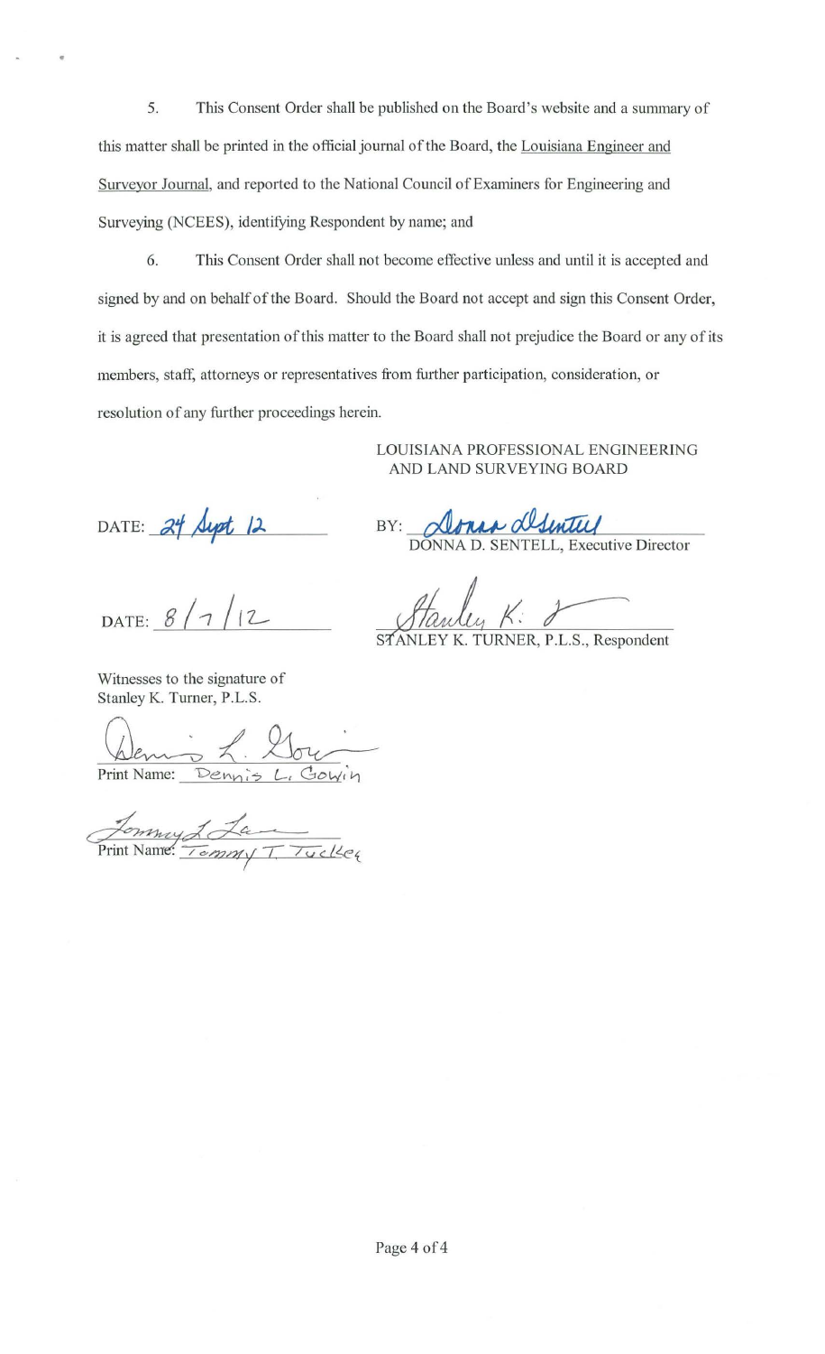5. This Consent Order shall be published on the Board's website and a summary of this matter shall be printed in the official journal of the Board, the Louisiana Engineer and Surveyor Journal, and reported to the National Council of Examiners for Engineering and Surveying (NCEES), identifying Respondent by name; and

6. This Consent Order shall not become effective unless and until it is accepted and signed by and on behalf of the Board. Should the Board not accept and sign this Consent Order, it is agreed that presentation of this matter to the Board shall not prejudice the Board or any of its members, staff, attorneys or representatives from further participation, consideration, or resolution of any further proceedings herein.

LOUISIANA PROFESSIONAL ENGINEERING AND LAND SURVEYING BOARD

DATE: 24 Sept 12

BY: Donna D. Sentell
DONNA D. SENTELL, Executive Director

DATE: 8/7/12

Stanley K. T
STANLEY K. TURNER, P.L.S., Respondent

Witnesses to the signature of Stanley K. Turner, P.L.S.

Dennis L. Gowin
Print Name: Dennis L. Gowin

Tommy T. Tucker
Print Name: Tommy T. Tucker